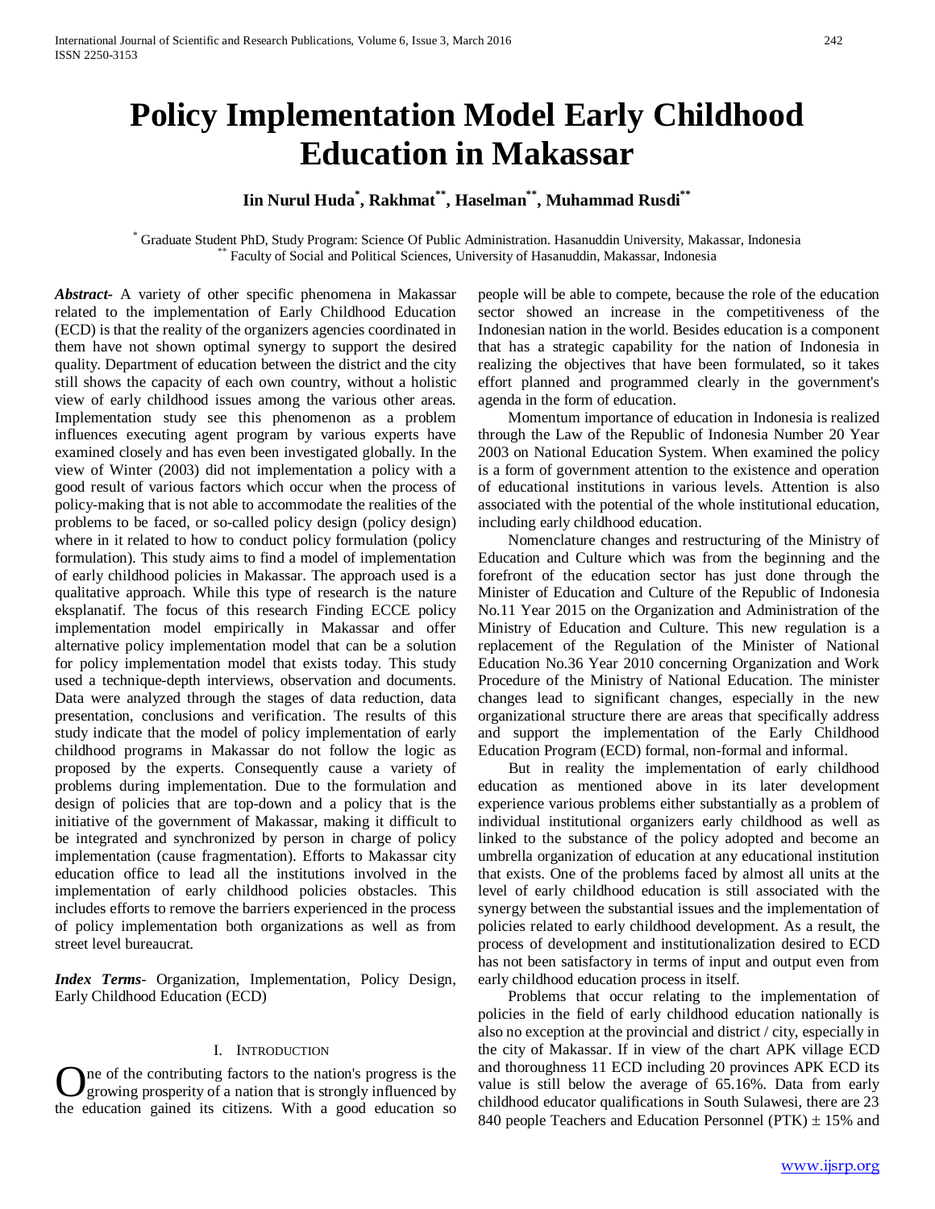# Policy Implementation Model Early Childhood Education in Makassar

**Iin Nurul Huda[*], Rakhmat[**], Haselman[**], Muhammad Rusdi[**]**

[*] Graduate Student PhD, Study Program: Science Of Public Administration. Hasanuddin University, Makassar, Indonesia
[**] Faculty of Social and Political Sciences, University of Hasanuddin, Makassar, Indonesia

***Abstract***- A variety of other specific phenomena in Makassar related to the implementation of Early Childhood Education (ECD) is that the reality of the organizers agencies coordinated in them have not shown optimal synergy to support the desired quality. Department of education between the district and the city still shows the capacity of each own country, without a holistic view of early childhood issues among the various other areas. Implementation study see this phenomenon as a problem influences executing agent program by various experts have examined closely and has even been investigated globally. In the view of Winter (2003) did not implementation a policy with a good result of various factors which occur when the process of policy-making that is not able to accommodate the realities of the problems to be faced, or so-called policy design (policy design) where in it related to how to conduct policy formulation (policy formulation). This study aims to find a model of implementation of early childhood policies in Makassar. The approach used is a qualitative approach. While this type of research is the nature eksplanatif. The focus of this research Finding ECCE policy implementation model empirically in Makassar and offer alternative policy implementation model that can be a solution for policy implementation model that exists today. This study used a technique-depth interviews, observation and documents. Data were analyzed through the stages of data reduction, data presentation, conclusions and verification. The results of this study indicate that the model of policy implementation of early childhood programs in Makassar do not follow the logic as proposed by the experts. Consequently cause a variety of problems during implementation. Due to the formulation and design of policies that are top-down and a policy that is the initiative of the government of Makassar, making it difficult to be integrated and synchronized by person in charge of policy implementation (cause fragmentation). Efforts to Makassar city education office to lead all the institutions involved in the implementation of early childhood policies obstacles. This includes efforts to remove the barriers experienced in the process of policy implementation both organizations as well as from street level bureaucrat.

***Index Terms***- Organization, Implementation, Policy Design, Early Childhood Education (ECD)

## I. Introduction

One of the contributing factors to the nation's progress is the growing prosperity of a nation that is strongly influenced by the education gained its citizens. With a good education so people will be able to compete, because the role of the education sector showed an increase in the competitiveness of the Indonesian nation in the world. Besides education is a component that has a strategic capability for the nation of Indonesia in realizing the objectives that have been formulated, so it takes effort planned and programmed clearly in the government's agenda in the form of education.

Momentum importance of education in Indonesia is realized through the Law of the Republic of Indonesia Number 20 Year 2003 on National Education System. When examined the policy is a form of government attention to the existence and operation of educational institutions in various levels. Attention is also associated with the potential of the whole institutional education, including early childhood education.

Nomenclature changes and restructuring of the Ministry of Education and Culture which was from the beginning and the forefront of the education sector has just done through the Minister of Education and Culture of the Republic of Indonesia No.11 Year 2015 on the Organization and Administration of the Ministry of Education and Culture. This new regulation is a replacement of the Regulation of the Minister of National Education No.36 Year 2010 concerning Organization and Work Procedure of the Ministry of National Education. The minister changes lead to significant changes, especially in the new organizational structure there are areas that specifically address and support the implementation of the Early Childhood Education Program (ECD) formal, non-formal and informal.

But in reality the implementation of early childhood education as mentioned above in its later development experience various problems either substantially as a problem of individual institutional organizers early childhood as well as linked to the substance of the policy adopted and become an umbrella organization of education at any educational institution that exists. One of the problems faced by almost all units at the level of early childhood education is still associated with the synergy between the substantial issues and the implementation of policies related to early childhood development. As a result, the process of development and institutionalization desired to ECD has not been satisfactory in terms of input and output even from early childhood education process in itself.

Problems that occur relating to the implementation of policies in the field of early childhood education nationally is also no exception at the provincial and district / city, especially in the city of Makassar. If in view of the chart APK village ECD and thoroughness 11 ECD including 20 provinces APK ECD its value is still below the average of 65.16%. Data from early childhood educator qualifications in South Sulawesi, there are 23 840 people Teachers and Education Personnel (PTK) ± 15% and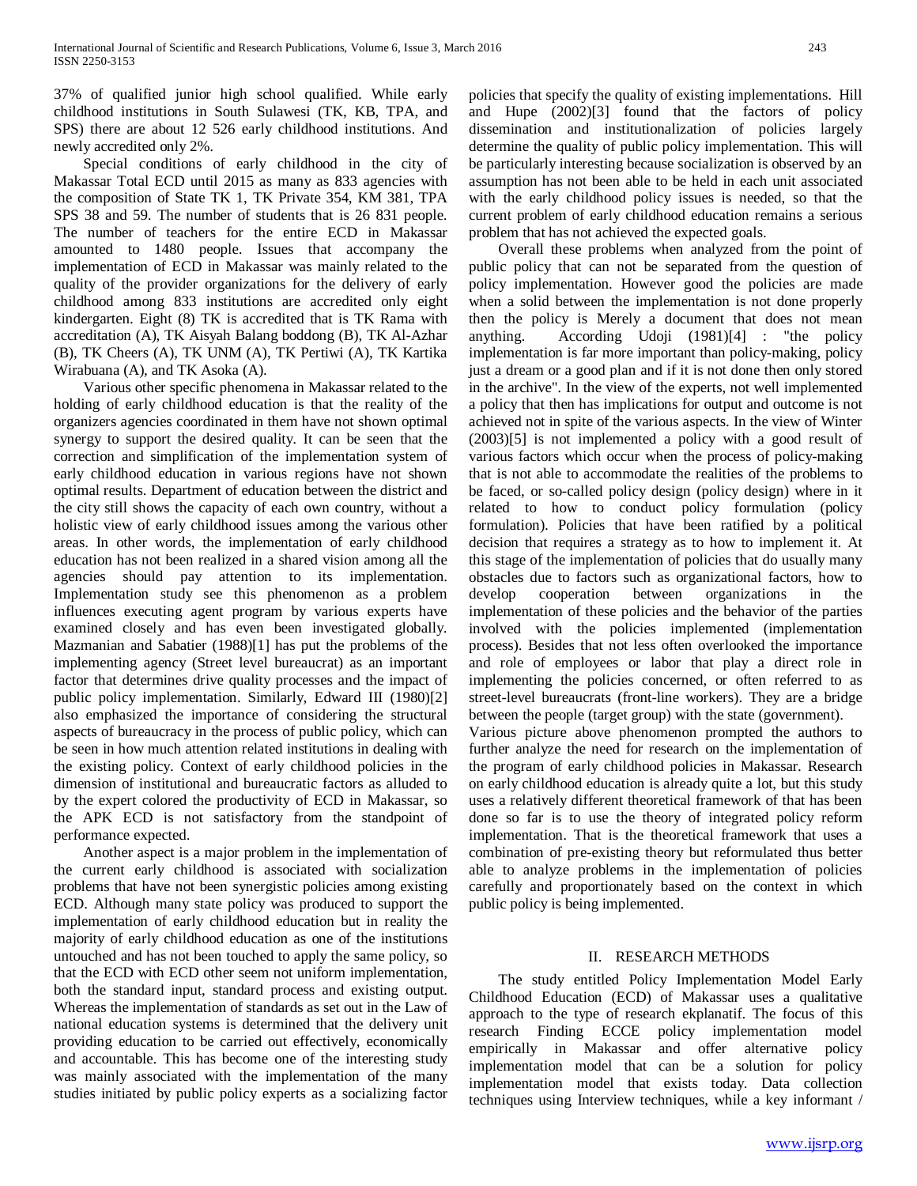37% of qualified junior high school qualified. While early childhood institutions in South Sulawesi (TK, KB, TPA, and SPS) there are about 12 526 early childhood institutions. And newly accredited only 2%.

Special conditions of early childhood in the city of Makassar Total ECD until 2015 as many as 833 agencies with the composition of State TK 1, TK Private 354, KM 381, TPA SPS 38 and 59. The number of students that is 26 831 people. The number of teachers for the entire ECD in Makassar amounted to 1480 people. Issues that accompany the implementation of ECD in Makassar was mainly related to the quality of the provider organizations for the delivery of early childhood among 833 institutions are accredited only eight kindergarten. Eight (8) TK is accredited that is TK Rama with accreditation (A), TK Aisyah Balang boddong (B), TK Al-Azhar (B), TK Cheers (A), TK UNM (A), TK Pertiwi (A), TK Kartika Wirabuana (A), and TK Asoka (A).

Various other specific phenomena in Makassar related to the holding of early childhood education is that the reality of the organizers agencies coordinated in them have not shown optimal synergy to support the desired quality. It can be seen that the correction and simplification of the implementation system of early childhood education in various regions have not shown optimal results. Department of education between the district and the city still shows the capacity of each own country, without a holistic view of early childhood issues among the various other areas. In other words, the implementation of early childhood education has not been realized in a shared vision among all the agencies should pay attention to its implementation. Implementation study see this phenomenon as a problem influences executing agent program by various experts have examined closely and has even been investigated globally. Mazmanian and Sabatier (1988)[1] has put the problems of the implementing agency (Street level bureaucrat) as an important factor that determines drive quality processes and the impact of public policy implementation. Similarly, Edward III (1980)[2] also emphasized the importance of considering the structural aspects of bureaucracy in the process of public policy, which can be seen in how much attention related institutions in dealing with the existing policy. Context of early childhood policies in the dimension of institutional and bureaucratic factors as alluded to by the expert colored the productivity of ECD in Makassar, so the APK ECD is not satisfactory from the standpoint of performance expected.

Another aspect is a major problem in the implementation of the current early childhood is associated with socialization problems that have not been synergistic policies among existing ECD. Although many state policy was produced to support the implementation of early childhood education but in reality the majority of early childhood education as one of the institutions untouched and has not been touched to apply the same policy, so that the ECD with ECD other seem not uniform implementation, both the standard input, standard process and existing output. Whereas the implementation of standards as set out in the Law of national education systems is determined that the delivery unit providing education to be carried out effectively, economically and accountable. This has become one of the interesting study was mainly associated with the implementation of the many studies initiated by public policy experts as a socializing factor policies that specify the quality of existing implementations. Hill and Hupe (2002)[3] found that the factors of policy dissemination and institutionalization of policies largely determine the quality of public policy implementation. This will be particularly interesting because socialization is observed by an assumption has not been able to be held in each unit associated with the early childhood policy issues is needed, so that the current problem of early childhood education remains a serious problem that has not achieved the expected goals.

Overall these problems when analyzed from the point of public policy that can not be separated from the question of policy implementation. However good the policies are made when a solid between the implementation is not done properly then the policy is Merely a document that does not mean anything. According Udoji (1981)[4] : "the policy implementation is far more important than policy-making, policy just a dream or a good plan and if it is not done then only stored in the archive". In the view of the experts, not well implemented a policy that then has implications for output and outcome is not achieved not in spite of the various aspects. In the view of Winter (2003)[5] is not implemented a policy with a good result of various factors which occur when the process of policy-making that is not able to accommodate the realities of the problems to be faced, or so-called policy design (policy design) where in it related to how to conduct policy formulation (policy formulation). Policies that have been ratified by a political decision that requires a strategy as to how to implement it. At this stage of the implementation of policies that do usually many obstacles due to factors such as organizational factors, how to develop cooperation between organizations in the implementation of these policies and the behavior of the parties involved with the policies implemented (implementation process). Besides that not less often overlooked the importance and role of employees or labor that play a direct role in implementing the policies concerned, or often referred to as street-level bureaucrats (front-line workers). They are a bridge between the people (target group) with the state (government).

Various picture above phenomenon prompted the authors to further analyze the need for research on the implementation of the program of early childhood policies in Makassar. Research on early childhood education is already quite a lot, but this study uses a relatively different theoretical framework of that has been done so far is to use the theory of integrated policy reform implementation. That is the theoretical framework that uses a combination of pre-existing theory but reformulated thus better able to analyze problems in the implementation of policies carefully and proportionately based on the context in which public policy is being implemented.

## II. RESEARCH METHODS

The study entitled Policy Implementation Model Early Childhood Education (ECD) of Makassar uses a qualitative approach to the type of research ekplanatif. The focus of this research Finding ECCE policy implementation model empirically in Makassar and offer alternative policy implementation model that can be a solution for policy implementation model that exists today. Data collection techniques using Interview techniques, while a key informant /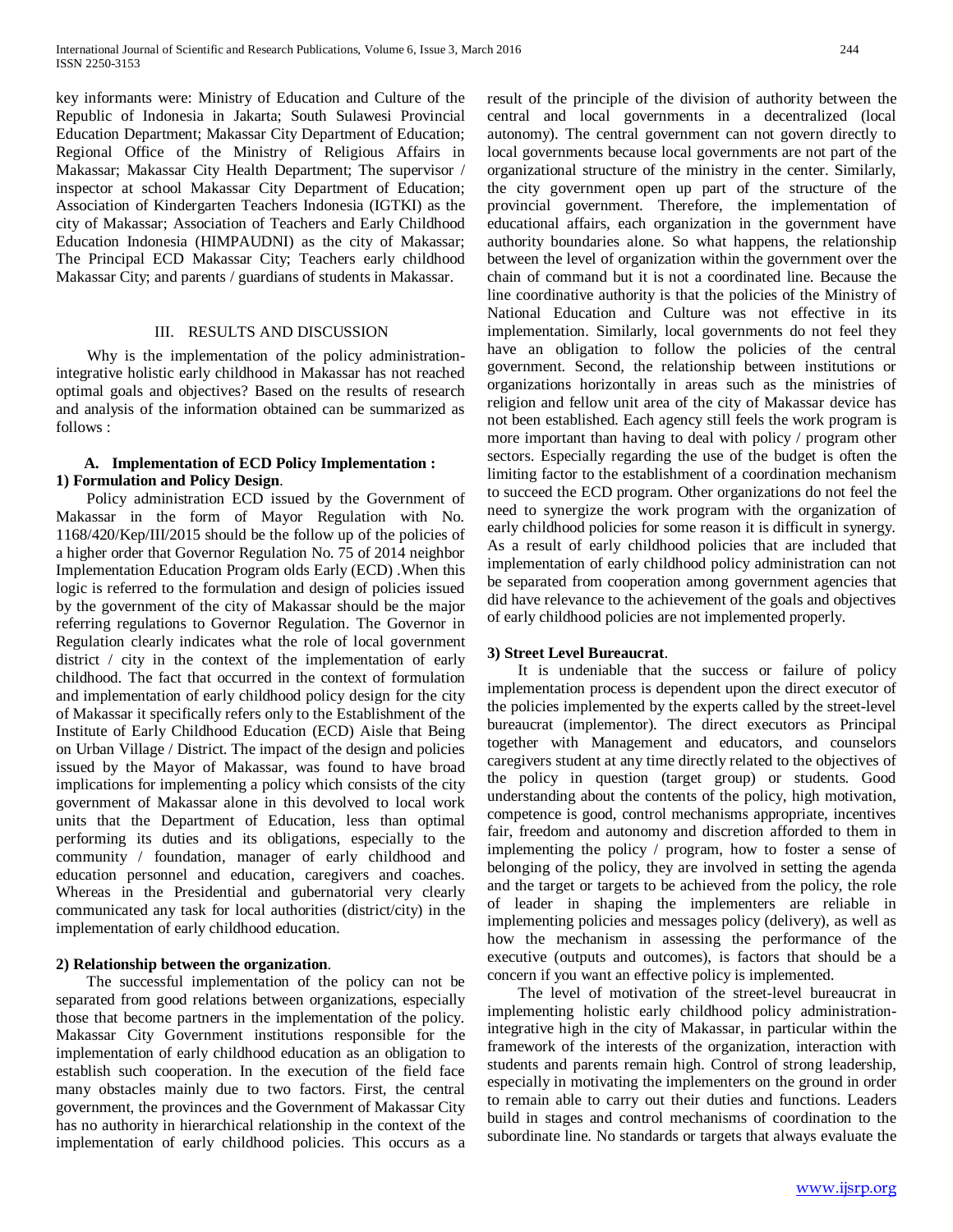key informants were: Ministry of Education and Culture of the Republic of Indonesia in Jakarta; South Sulawesi Provincial Education Department; Makassar City Department of Education; Regional Office of the Ministry of Religious Affairs in Makassar; Makassar City Health Department; The supervisor / inspector at school Makassar City Department of Education; Association of Kindergarten Teachers Indonesia (IGTKI) as the city of Makassar; Association of Teachers and Early Childhood Education Indonesia (HIMPAUDNI) as the city of Makassar; The Principal ECD Makassar City; Teachers early childhood Makassar City; and parents / guardians of students in Makassar.

## III. RESULTS AND DISCUSSION

Why is the implementation of the policy administration-integrative holistic early childhood in Makassar has not reached optimal goals and objectives? Based on the results of research and analysis of the information obtained can be summarized as follows :

### A. Implementation of ECD Policy Implementation :

**1) Formulation and Policy Design**.

Policy administration ECD issued by the Government of Makassar in the form of Mayor Regulation with No. 1168/420/Kep/III/2015 should be the follow up of the policies of a higher order that Governor Regulation No. 75 of 2014 neighbor Implementation Education Program olds Early (ECD) .When this logic is referred to the formulation and design of policies issued by the government of the city of Makassar should be the major referring regulations to Governor Regulation. The Governor in Regulation clearly indicates what the role of local government district / city in the context of the implementation of early childhood. The fact that occurred in the context of formulation and implementation of early childhood policy design for the city of Makassar it specifically refers only to the Establishment of the Institute of Early Childhood Education (ECD) Aisle that Being on Urban Village / District. The impact of the design and policies issued by the Mayor of Makassar, was found to have broad implications for implementing a policy which consists of the city government of Makassar alone in this devolved to local work units that the Department of Education, less than optimal performing its duties and its obligations, especially to the community / foundation, manager of early childhood and education personnel and education, caregivers and coaches. Whereas in the Presidential and gubernatorial very clearly communicated any task for local authorities (district/city) in the implementation of early childhood education.

**2) Relationship between the organization**.

The successful implementation of the policy can not be separated from good relations between organizations, especially those that become partners in the implementation of the policy. Makassar City Government institutions responsible for the implementation of early childhood education as an obligation to establish such cooperation. In the execution of the field face many obstacles mainly due to two factors. First, the central government, the provinces and the Government of Makassar City has no authority in hierarchical relationship in the context of the implementation of early childhood policies. This occurs as a result of the principle of the division of authority between the central and local governments in a decentralized (local autonomy). The central government can not govern directly to local governments because local governments are not part of the organizational structure of the ministry in the center. Similarly, the city government open up part of the structure of the provincial government. Therefore, the implementation of educational affairs, each organization in the government have authority boundaries alone. So what happens, the relationship between the level of organization within the government over the chain of command but it is not a coordinated line. Because the line coordinative authority is that the policies of the Ministry of National Education and Culture was not effective in its implementation. Similarly, local governments do not feel they have an obligation to follow the policies of the central government. Second, the relationship between institutions or organizations horizontally in areas such as the ministries of religion and fellow unit area of the city of Makassar device has not been established. Each agency still feels the work program is more important than having to deal with policy / program other sectors. Especially regarding the use of the budget is often the limiting factor to the establishment of a coordination mechanism to succeed the ECD program. Other organizations do not feel the need to synergize the work program with the organization of early childhood policies for some reason it is difficult in synergy. As a result of early childhood policies that are included that implementation of early childhood policy administration can not be separated from cooperation among government agencies that did have relevance to the achievement of the goals and objectives of early childhood policies are not implemented properly.

**3) Street Level Bureaucrat**.

It is undeniable that the success or failure of policy implementation process is dependent upon the direct executor of the policies implemented by the experts called by the street-level bureaucrat (implementor). The direct executors as Principal together with Management and educators, and counselors caregivers student at any time directly related to the objectives of the policy in question (target group) or students. Good understanding about the contents of the policy, high motivation, competence is good, control mechanisms appropriate, incentives fair, freedom and autonomy and discretion afforded to them in implementing the policy / program, how to foster a sense of belonging of the policy, they are involved in setting the agenda and the target or targets to be achieved from the policy, the role of leader in shaping the implementers are reliable in implementing policies and messages policy (delivery), as well as how the mechanism in assessing the performance of the executive (outputs and outcomes), is factors that should be a concern if you want an effective policy is implemented.

The level of motivation of the street-level bureaucrat in implementing holistic early childhood policy administration-integrative high in the city of Makassar, in particular within the framework of the interests of the organization, interaction with students and parents remain high. Control of strong leadership, especially in motivating the implementers on the ground in order to remain able to carry out their duties and functions. Leaders build in stages and control mechanisms of coordination to the subordinate line. No standards or targets that always evaluate the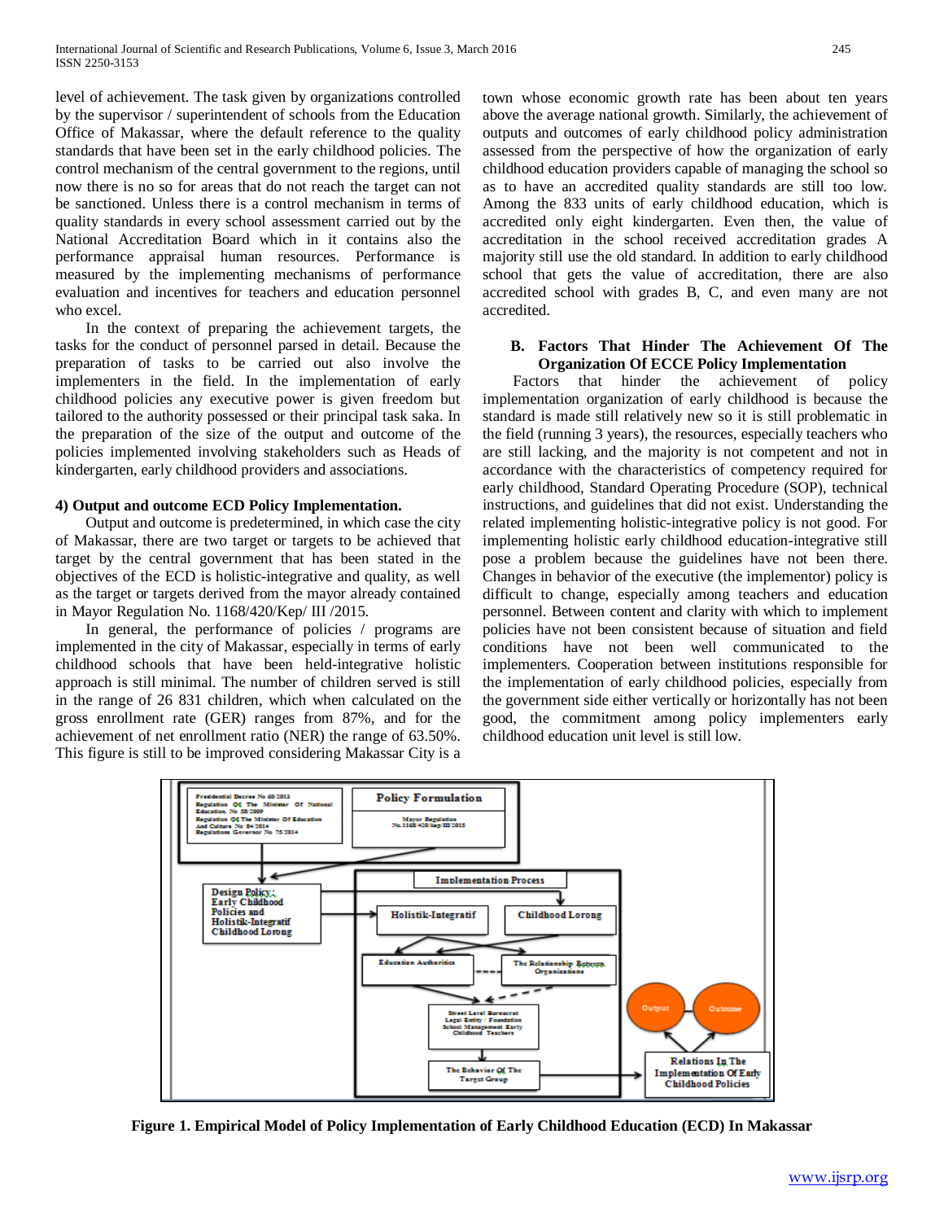level of achievement. The task given by organizations controlled by the supervisor / superintendent of schools from the Education Office of Makassar, where the default reference to the quality standards that have been set in the early childhood policies. The control mechanism of the central government to the regions, until now there is no so for areas that do not reach the target can not be sanctioned. Unless there is a control mechanism in terms of quality standards in every school assessment carried out by the National Accreditation Board which in it contains also the performance appraisal human resources. Performance is measured by the implementing mechanisms of performance evaluation and incentives for teachers and education personnel who excel.

In the context of preparing the achievement targets, the tasks for the conduct of personnel parsed in detail. Because the preparation of tasks to be carried out also involve the implementers in the field. In the implementation of early childhood policies any executive power is given freedom but tailored to the authority possessed or their principal task saka. In the preparation of the size of the output and outcome of the policies implemented involving stakeholders such as Heads of kindergarten, early childhood providers and associations.

**4) Output and outcome ECD Policy Implementation.**

Output and outcome is predetermined, in which case the city of Makassar, there are two target or targets to be achieved that target by the central government that has been stated in the objectives of the ECD is holistic-integrative and quality, as well as the target or targets derived from the mayor already contained in Mayor Regulation No. 1168/420/Kep/ III /2015.

In general, the performance of policies / programs are implemented in the city of Makassar, especially in terms of early childhood schools that have been held-integrative holistic approach is still minimal. The number of children served is still in the range of 26 831 children, which when calculated on the gross enrollment rate (GER) ranges from 87%, and for the achievement of net enrollment ratio (NER) the range of 63.50%. This figure is still to be improved considering Makassar City is a town whose economic growth rate has been about ten years above the average national growth. Similarly, the achievement of outputs and outcomes of early childhood policy administration assessed from the perspective of how the organization of early childhood education providers capable of managing the school so as to have an accredited quality standards are still too low. Among the 833 units of early childhood education, which is accredited only eight kindergarten. Even then, the value of accreditation in the school received accreditation grades A majority still use the old standard. In addition to early childhood school that gets the value of accreditation, there are also accredited school with grades B, C, and even many are not accredited.

**B. Factors That Hinder The Achievement Of The Organization Of ECCE Policy Implementation**

Factors that hinder the achievement of policy implementation organization of early childhood is because the standard is made still relatively new so it is still problematic in the field (running 3 years), the resources, especially teachers who are still lacking, and the majority is not competent and not in accordance with the characteristics of competency required for early childhood, Standard Operating Procedure (SOP), technical instructions, and guidelines that did not exist. Understanding the related implementing holistic-integrative policy is not good. For implementing holistic early childhood education-integrative still pose a problem because the guidelines have not been there. Changes in behavior of the executive (the implementor) policy is difficult to change, especially among teachers and education personnel. Between content and clarity with which to implement policies have not been consistent because of situation and field conditions have not been well communicated to the implementers. Cooperation between institutions responsible for the implementation of early childhood policies, especially from the government side either vertically or horizontally has not been good, the commitment among policy implementers early childhood education unit level is still low.

**Figure 1. Empirical Model of Policy Implementation of Early Childhood Education (ECD) In Makassar**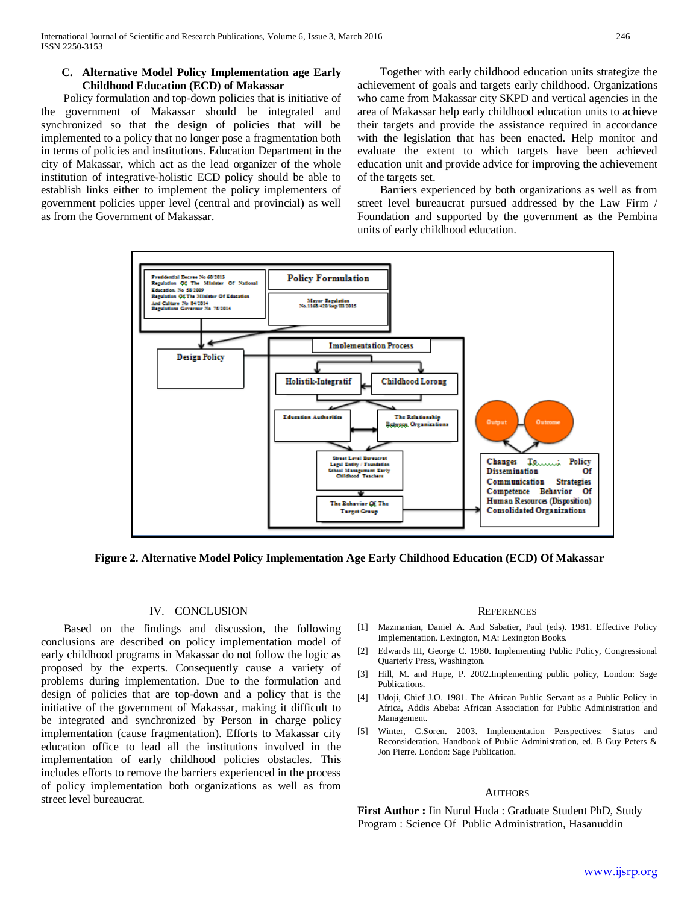### C. Alternative Model Policy Implementation age Early Childhood Education (ECD) of Makassar

Policy formulation and top-down policies that is initiative of the government of Makassar should be integrated and synchronized so that the design of policies that will be implemented to a policy that no longer pose a fragmentation both in terms of policies and institutions. Education Department in the city of Makassar, which act as the lead organizer of the whole institution of integrative-holistic ECD policy should be able to establish links either to implement the policy implementers of government policies upper level (central and provincial) as well as from the Government of Makassar.

Together with early childhood education units strategize the achievement of goals and targets early childhood. Organizations who came from Makassar city SKPD and vertical agencies in the area of Makassar help early childhood education units to achieve their targets and provide the assistance required in accordance with the legislation that has been enacted. Help monitor and evaluate the extent to which targets have been achieved education unit and provide advice for improving the achievement of the targets set.

Barriers experienced by both organizations as well as from street level bureaucrat pursued addressed by the Law Firm / Foundation and supported by the government as the Pembina units of early childhood education.

**Figure 2. Alternative Model Policy Implementation Age Early Childhood Education (ECD) Of Makassar**

## IV. CONCLUSION

Based on the findings and discussion, the following conclusions are described on policy implementation model of early childhood programs in Makassar do not follow the logic as proposed by the experts. Consequently cause a variety of problems during implementation. Due to the formulation and design of policies that are top-down and a policy that is the initiative of the government of Makassar, making it difficult to be integrated and synchronized by Person in charge policy implementation (cause fragmentation). Efforts to Makassar city education office to lead all the institutions involved in the implementation of early childhood policies obstacles. This includes efforts to remove the barriers experienced in the process of policy implementation both organizations as well as from street level bureaucrat.

## REFERENCES

[1] Mazmanian, Daniel A. And Sabatier, Paul (eds). 1981. Effective Policy Implementation. Lexington, MA: Lexington Books.

[2] Edwards III, George C. 1980. Implementing Public Policy, Congressional Quarterly Press, Washington.

[3] Hill, M. and Hupe, P. 2002.Implementing public policy, London: Sage Publications.

[4] Udoji, Chief J.O. 1981. The African Public Servant as a Public Policy in Africa, Addis Abeba: African Association for Public Administration and Management.

[5] Winter, C.Soren. 2003. Implementation Perspectives: Status and Reconsideration. Handbook of Public Administration, ed. B Guy Peters & Jon Pierre. London: Sage Publication.

## AUTHORS

**First Author :** Iin Nurul Huda : Graduate Student PhD, Study Program : Science Of Public Administration, Hasanuddin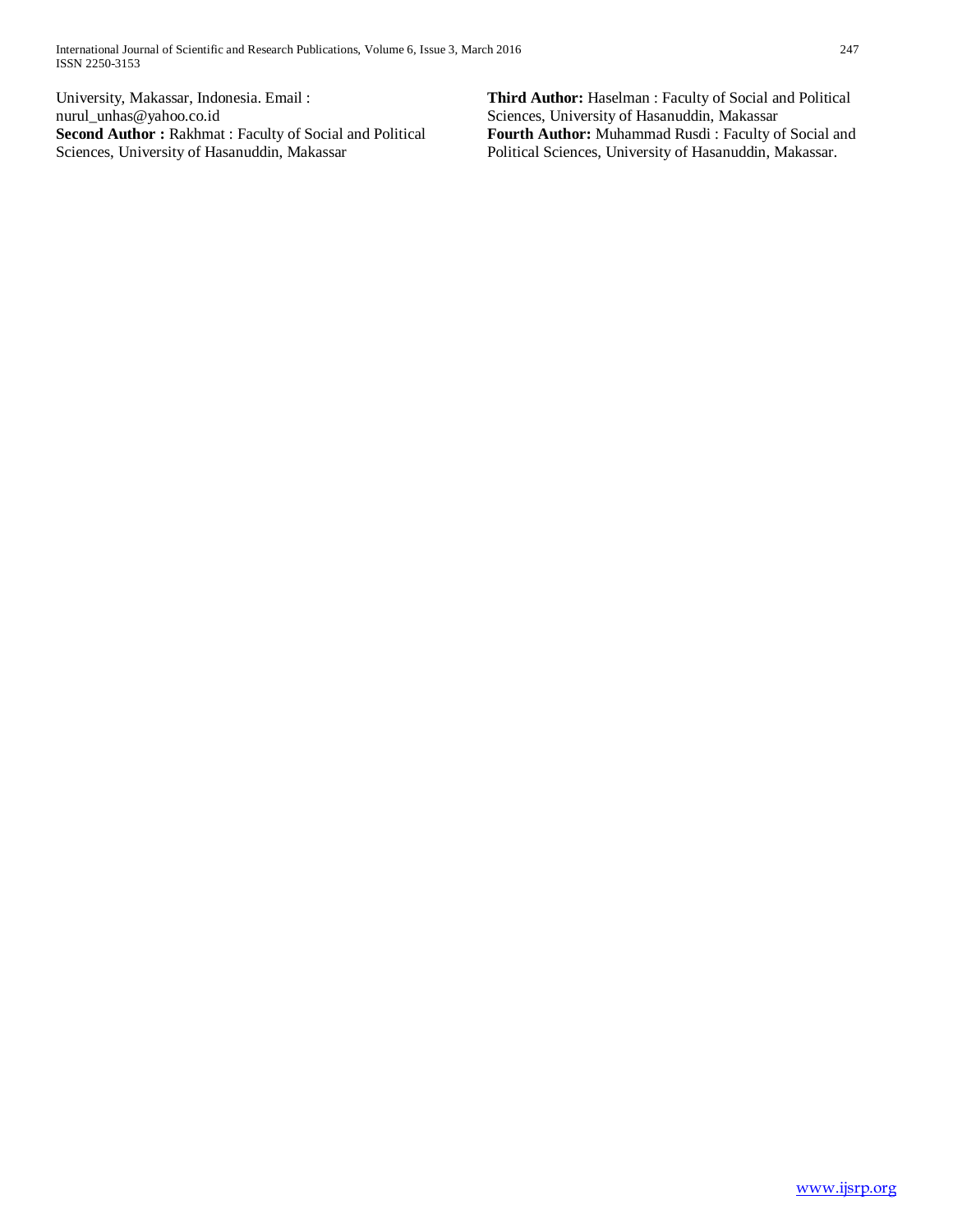University, Makassar, Indonesia. Email : nurul_unhas@yahoo.co.id

**Second Author :** Rakhmat : Faculty of Social and Political Sciences, University of Hasanuddin, Makassar

**Third Author:** Haselman : Faculty of Social and Political Sciences, University of Hasanuddin, Makassar

**Fourth Author:** Muhammad Rusdi : Faculty of Social and Political Sciences, University of Hasanuddin, Makassar.